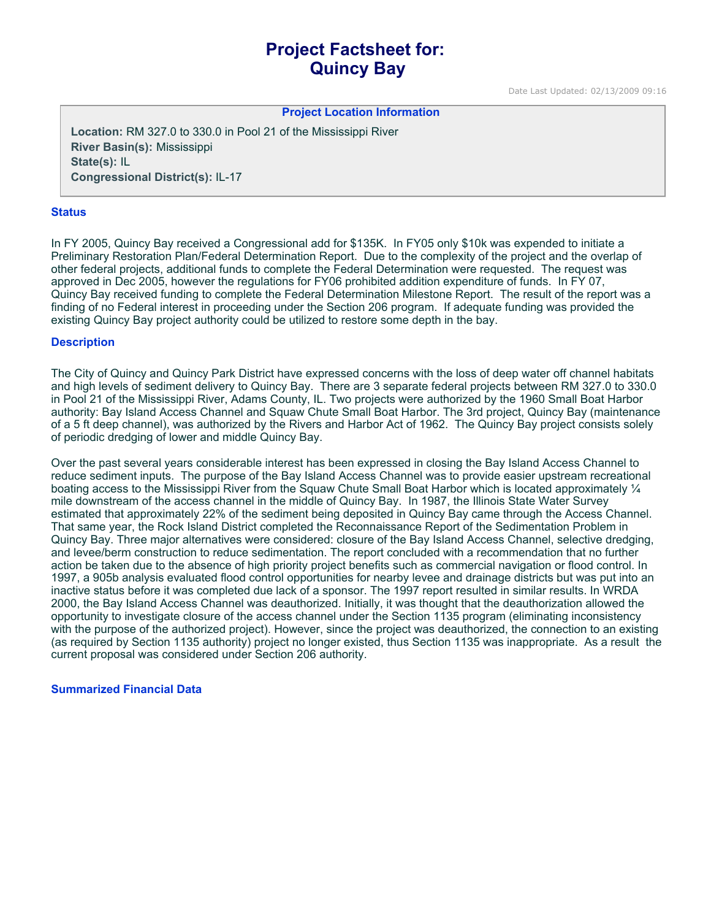# Project Factsheet for:
# Quincy Bay

Date Last Updated: 02/13/2009 09:16

**Project Location Information**

**Location:** RM 327.0 to 330.0 in Pool 21 of the Mississippi River
**River Basin(s):** Mississippi
**State(s):** IL
**Congressional District(s):** IL-17

## Status

In FY 2005, Quincy Bay received a Congressional add for $135K. In FY05 only $10k was expended to initiate a Preliminary Restoration Plan/Federal Determination Report. Due to the complexity of the project and the overlap of other federal projects, additional funds to complete the Federal Determination were requested. The request was approved in Dec 2005, however the regulations for FY06 prohibited addition expenditure of funds. In FY 07, Quincy Bay received funding to complete the Federal Determination Milestone Report. The result of the report was a finding of no Federal interest in proceeding under the Section 206 program. If adequate funding was provided the existing Quincy Bay project authority could be utilized to restore some depth in the bay.

## Description

The City of Quincy and Quincy Park District have expressed concerns with the loss of deep water off channel habitats and high levels of sediment delivery to Quincy Bay. There are 3 separate federal projects between RM 327.0 to 330.0 in Pool 21 of the Mississippi River, Adams County, IL. Two projects were authorized by the 1960 Small Boat Harbor authority: Bay Island Access Channel and Squaw Chute Small Boat Harbor. The 3rd project, Quincy Bay (maintenance of a 5 ft deep channel), was authorized by the Rivers and Harbor Act of 1962. The Quincy Bay project consists solely of periodic dredging of lower and middle Quincy Bay.

Over the past several years considerable interest has been expressed in closing the Bay Island Access Channel to reduce sediment inputs. The purpose of the Bay Island Access Channel was to provide easier upstream recreational boating access to the Mississippi River from the Squaw Chute Small Boat Harbor which is located approximately ¼ mile downstream of the access channel in the middle of Quincy Bay. In 1987, the Illinois State Water Survey estimated that approximately 22% of the sediment being deposited in Quincy Bay came through the Access Channel. That same year, the Rock Island District completed the Reconnaissance Report of the Sedimentation Problem in Quincy Bay. Three major alternatives were considered: closure of the Bay Island Access Channel, selective dredging, and levee/berm construction to reduce sedimentation. The report concluded with a recommendation that no further action be taken due to the absence of high priority project benefits such as commercial navigation or flood control. In 1997, a 905b analysis evaluated flood control opportunities for nearby levee and drainage districts but was put into an inactive status before it was completed due lack of a sponsor. The 1997 report resulted in similar results. In WRDA 2000, the Bay Island Access Channel was deauthorized. Initially, it was thought that the deauthorization allowed the opportunity to investigate closure of the access channel under the Section 1135 program (eliminating inconsistency with the purpose of the authorized project). However, since the project was deauthorized, the connection to an existing (as required by Section 1135 authority) project no longer existed, thus Section 1135 was inappropriate. As a result the current proposal was considered under Section 206 authority.

## Summarized Financial Data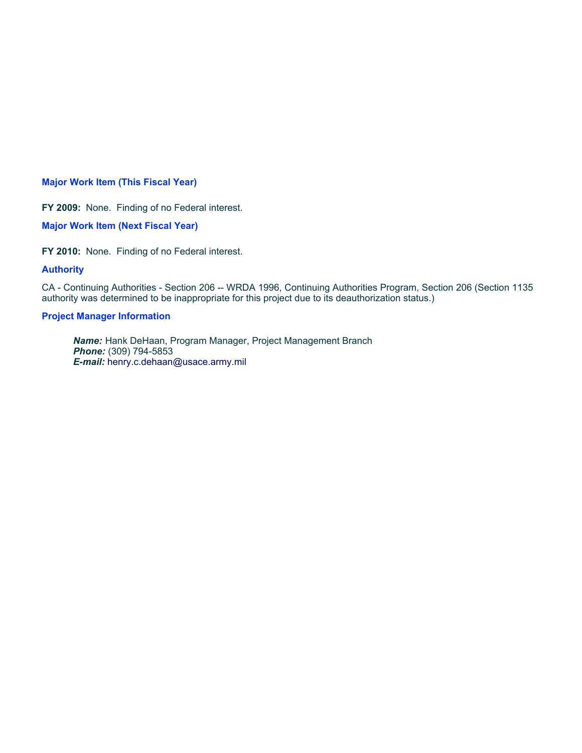### Major Work Item (This Fiscal Year)

**FY 2009:** None. Finding of no Federal interest.

### Major Work Item (Next Fiscal Year)

**FY 2010:** None. Finding of no Federal interest.

### Authority

CA - Continuing Authorities - Section 206 -- WRDA 1996, Continuing Authorities Program, Section 206 (Section 1135 authority was determined to be inappropriate for this project due to its deauthorization status.)

### Project Manager Information

***Name:*** Hank DeHaan, Program Manager, Project Management Branch
***Phone:*** (309) 794-5853
***E-mail:*** henry.c.dehaan@usace.army.mil